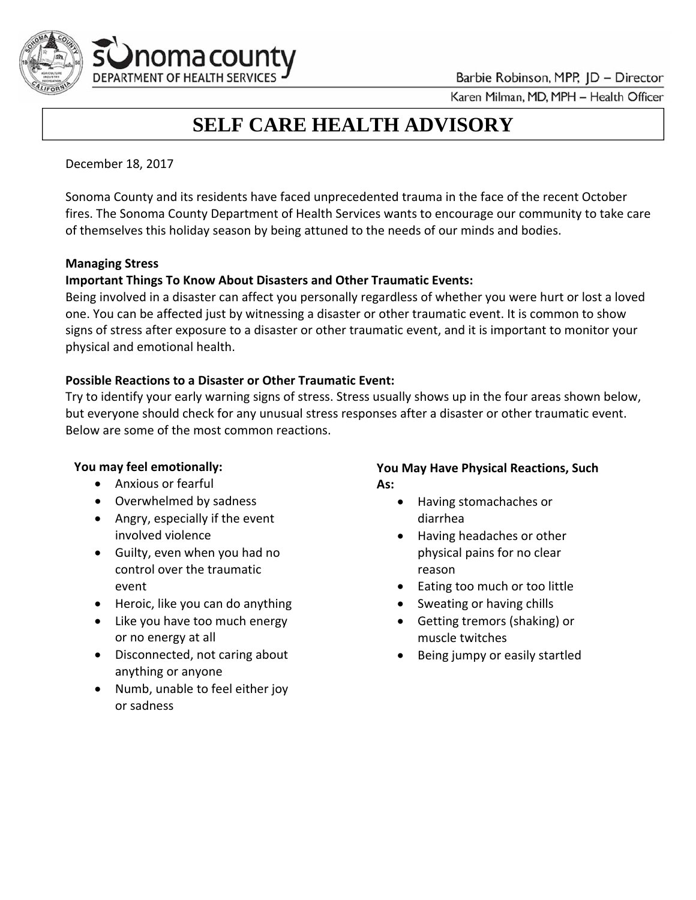Sonoma County Department of Health Services

Barbie Robinson, MPP, JD – Director

Karen Milman, MD, MPH – Health Officer

# SELF CARE HEALTH ADVISORY

December 18, 2017

Sonoma County and its residents have faced unprecedented trauma in the face of the recent October fires. The Sonoma County Department of Health Services wants to encourage our community to take care of themselves this holiday season by being attuned to the needs of our minds and bodies.

**Managing Stress**

**Important Things To Know About Disasters and Other Traumatic Events:**

Being involved in a disaster can affect you personally regardless of whether you were hurt or lost a loved one. You can be affected just by witnessing a disaster or other traumatic event. It is common to show signs of stress after exposure to a disaster or other traumatic event, and it is important to monitor your physical and emotional health.

**Possible Reactions to a Disaster or Other Traumatic Event:**

Try to identify your early warning signs of stress. Stress usually shows up in the four areas shown below, but everyone should check for any unusual stress responses after a disaster or other traumatic event. Below are some of the most common reactions.

**You may feel emotionally:**

- Anxious or fearful
- Overwhelmed by sadness
- Angry, especially if the event involved violence
- Guilty, even when you had no control over the traumatic event
- Heroic, like you can do anything
- Like you have too much energy or no energy at all
- Disconnected, not caring about anything or anyone
- Numb, unable to feel either joy or sadness

**You May Have Physical Reactions, Such As:**

- Having stomachaches or diarrhea
- Having headaches or other physical pains for no clear reason
- Eating too much or too little
- Sweating or having chills
- Getting tremors (shaking) or muscle twitches
- Being jumpy or easily startled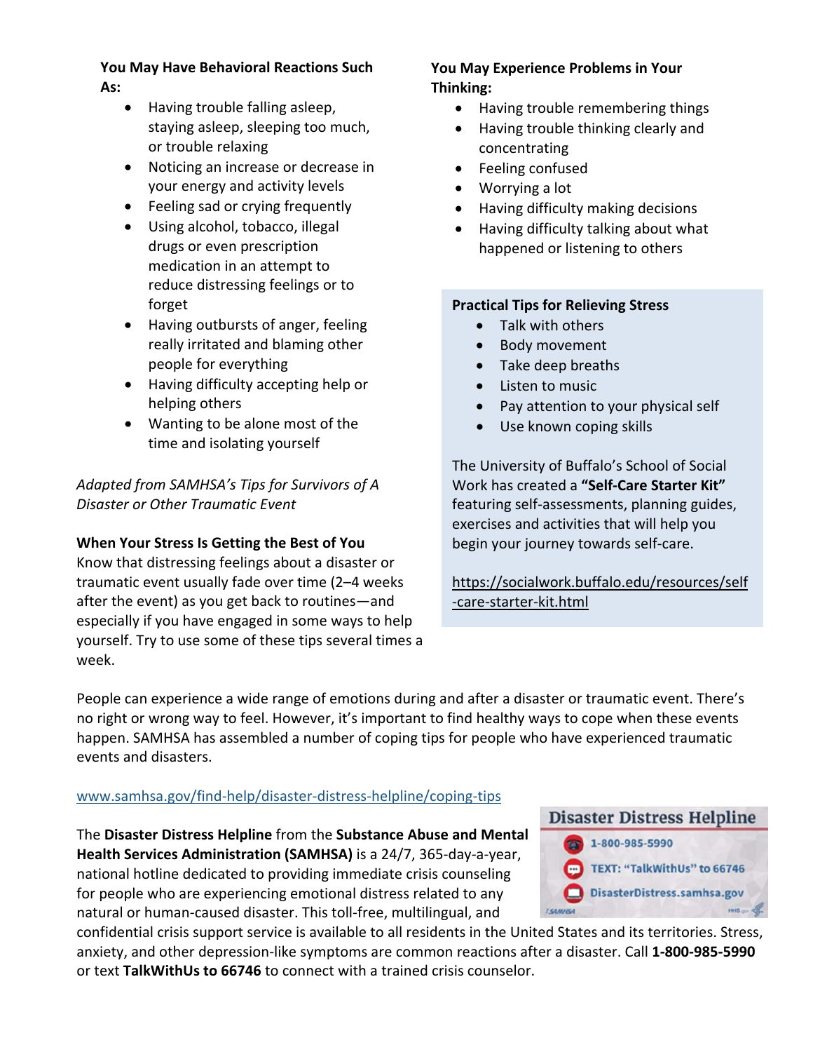**You May Have Behavioral Reactions Such As:**

- Having trouble falling asleep, staying asleep, sleeping too much, or trouble relaxing
- Noticing an increase or decrease in your energy and activity levels
- Feeling sad or crying frequently
- Using alcohol, tobacco, illegal drugs or even prescription medication in an attempt to reduce distressing feelings or to forget
- Having outbursts of anger, feeling really irritated and blaming other people for everything
- Having difficulty accepting help or helping others
- Wanting to be alone most of the time and isolating yourself

*Adapted from SAMHSA's Tips for Survivors of A Disaster or Other Traumatic Event*

**When Your Stress Is Getting the Best of You**
Know that distressing feelings about a disaster or traumatic event usually fade over time (2–4 weeks after the event) as you get back to routines—and especially if you have engaged in some ways to help yourself. Try to use some of these tips several times a week.

**You May Experience Problems in Your Thinking:**

- Having trouble remembering things
- Having trouble thinking clearly and concentrating
- Feeling confused
- Worrying a lot
- Having difficulty making decisions
- Having difficulty talking about what happened or listening to others

**Practical Tips for Relieving Stress**

- Talk with others
- Body movement
- Take deep breaths
- Listen to music
- Pay attention to your physical self
- Use known coping skills

The University of Buffalo's School of Social Work has created a **"Self-Care Starter Kit"** featuring self-assessments, planning guides, exercises and activities that will help you begin your journey towards self-care.

https://socialwork.buffalo.edu/resources/self-care-starter-kit.html

People can experience a wide range of emotions during and after a disaster or traumatic event. There's no right or wrong way to feel. However, it's important to find healthy ways to cope when these events happen. SAMHSA has assembled a number of coping tips for people who have experienced traumatic events and disasters.

www.samhsa.gov/find-help/disaster-distress-helpline/coping-tips

**Disaster Distress Helpline**
1-800-985-5990
TEXT: "TalkWithUs" to 66746
DisasterDistress.samhsa.gov

The **Disaster Distress Helpline** from the **Substance Abuse and Mental Health Services Administration (SAMHSA)** is a 24/7, 365-day-a-year, national hotline dedicated to providing immediate crisis counseling for people who are experiencing emotional distress related to any natural or human-caused disaster. This toll-free, multilingual, and confidential crisis support service is available to all residents in the United States and its territories. Stress, anxiety, and other depression-like symptoms are common reactions after a disaster. Call **1-800-985-5990** or text **TalkWithUs to 66746** to connect with a trained crisis counselor.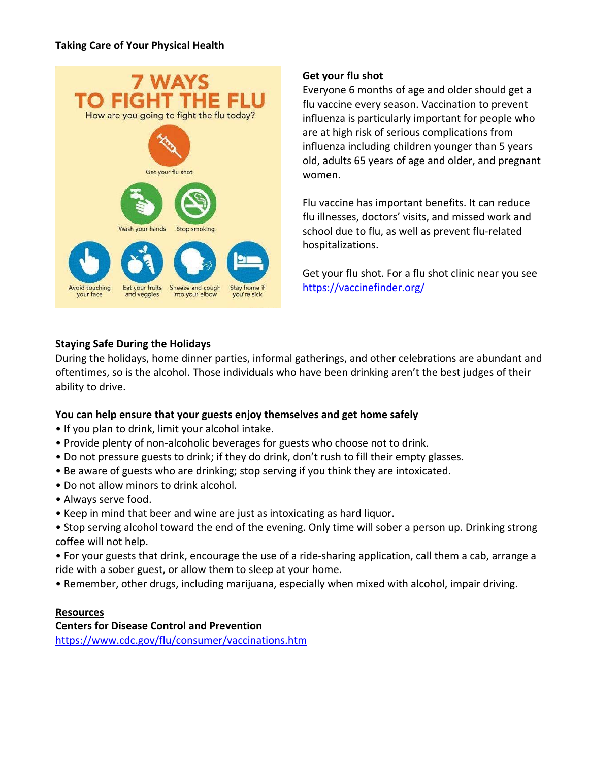**Taking Care of Your Physical Health**

7 WAYS TO FIGHT THE FLU

How are you going to fight the flu today?

Get your flu shot

Wash your hands

Stop smoking

Avoid touching your face

Eat your fruits and veggies

Sneeze and cough into your elbow

Stay home if you're sick

**Get your flu shot**

Everyone 6 months of age and older should get a flu vaccine every season. Vaccination to prevent influenza is particularly important for people who are at high risk of serious complications from influenza including children younger than 5 years old, adults 65 years of age and older, and pregnant women.

Flu vaccine has important benefits. It can reduce flu illnesses, doctors' visits, and missed work and school due to flu, as well as prevent flu-related hospitalizations.

Get your flu shot. For a flu shot clinic near you see https://vaccinefinder.org/

**Staying Safe During the Holidays**

During the holidays, home dinner parties, informal gatherings, and other celebrations are abundant and oftentimes, so is the alcohol. Those individuals who have been drinking aren't the best judges of their ability to drive.

**You can help ensure that your guests enjoy themselves and get home safely**

- If you plan to drink, limit your alcohol intake.
- Provide plenty of non-alcoholic beverages for guests who choose not to drink.
- Do not pressure guests to drink; if they do drink, don't rush to fill their empty glasses.
- Be aware of guests who are drinking; stop serving if you think they are intoxicated.
- Do not allow minors to drink alcohol.
- Always serve food.
- Keep in mind that beer and wine are just as intoxicating as hard liquor.
- Stop serving alcohol toward the end of the evening. Only time will sober a person up. Drinking strong coffee will not help.
- For your guests that drink, encourage the use of a ride-sharing application, call them a cab, arrange a ride with a sober guest, or allow them to sleep at your home.
- Remember, other drugs, including marijuana, especially when mixed with alcohol, impair driving.

**Resources**

**Centers for Disease Control and Prevention**

https://www.cdc.gov/flu/consumer/vaccinations.htm